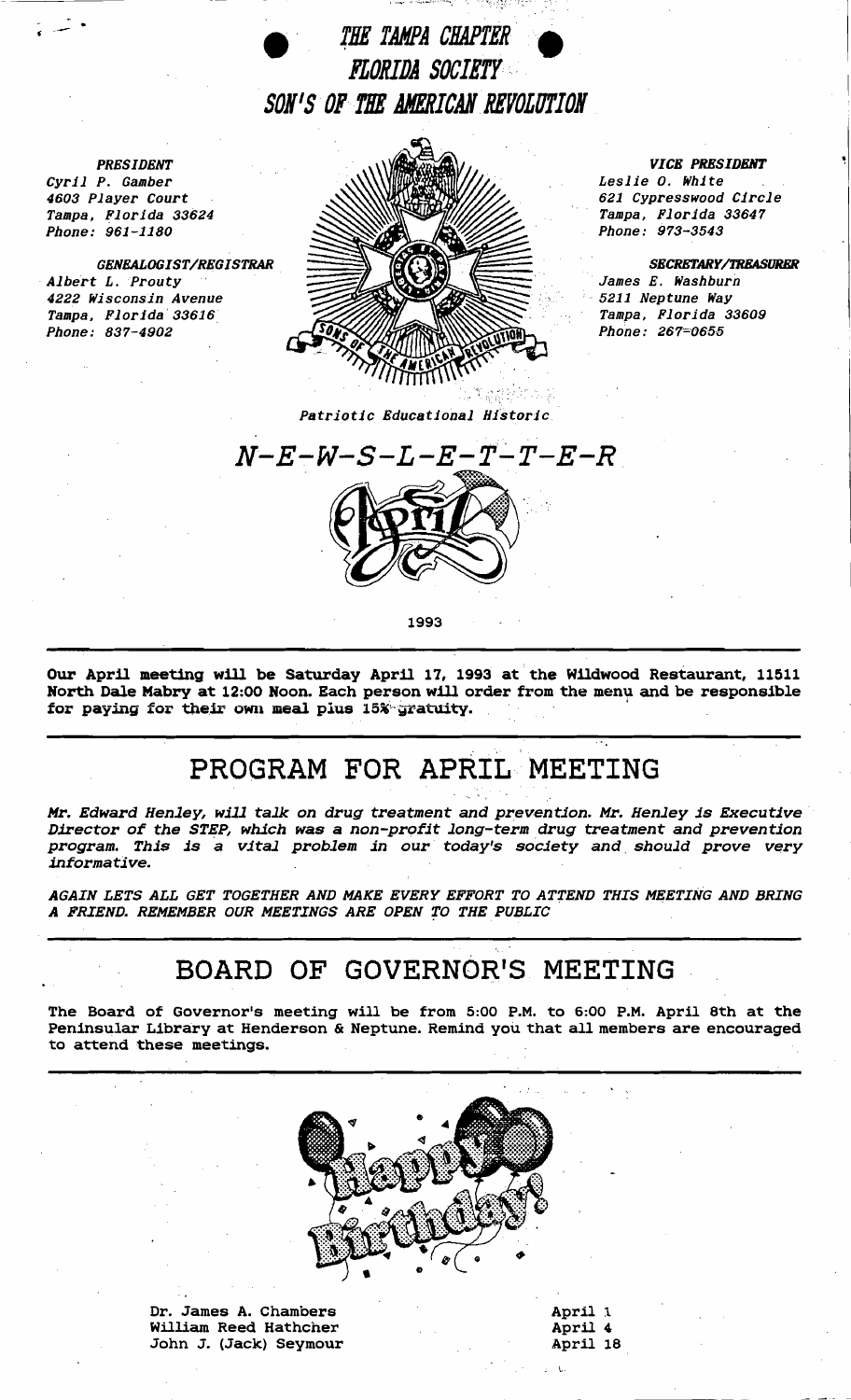# THE TAMPA CHAPTER
# FLORIDA SOCIETY
# SON'S OF THE AMERICAN REVOLUTION

***PRESIDENT***
*Cyril P. Gamber*
*4603 Player Court*
*Tampa, Florida 33624*
*Phone: 961-1180*

***GENEALOGIST/REGISTRAR***
*Albert L. Prouty*
*4222 Wisconsin Avenue*
*Tampa, Florida 33616*
*Phone: 837-4902*

***VICE PRESIDENT***
*Leslie O. White*
*621 Cypresswood Circle*
*Tampa, Florida 33647*
*Phone: 973-3543*

***SECRETARY/TREASURER***
*James E. Washburn*
*5211 Neptune Way*
*Tampa, Florida 33609*
*Phone: 267-0655*

*Patriotic Educational Historic*

## *N-E-W-S-L-E-T-T-E-R*

April

1993

**Our April meeting will be Saturday April 17, 1993 at the Wildwood Restaurant, 11511 North Dale Mabry at 12:00 Noon. Each person will order from the menu and be responsible for paying for their own meal plus 15% gratuity.**

## PROGRAM FOR APRIL MEETING

***Mr. Edward Henley, will talk on drug treatment and prevention. Mr. Henley is Executive Director of the STEP, which was a non-profit long-term drug treatment and prevention program. This is a vital problem in our today's society and should prove very informative.***

***AGAIN LETS ALL GET TOGETHER AND MAKE EVERY EFFORT TO ATTEND THIS MEETING AND BRING A FRIEND. REMEMBER OUR MEETINGS ARE OPEN TO THE PUBLIC***

## BOARD OF GOVERNOR'S MEETING

**The Board of Governor's meeting will be from 5:00 P.M. to 6:00 P.M. April 8th at the Peninsular Library at Henderson & Neptune. Remind you that all members are encouraged to attend these meetings.**

Happy Birthday!

| | |
|---|---|
| Dr. James A. Chambers | April 1 |
| William Reed Hathcher | April 4 |
| John J. (Jack) Seymour | April 18 |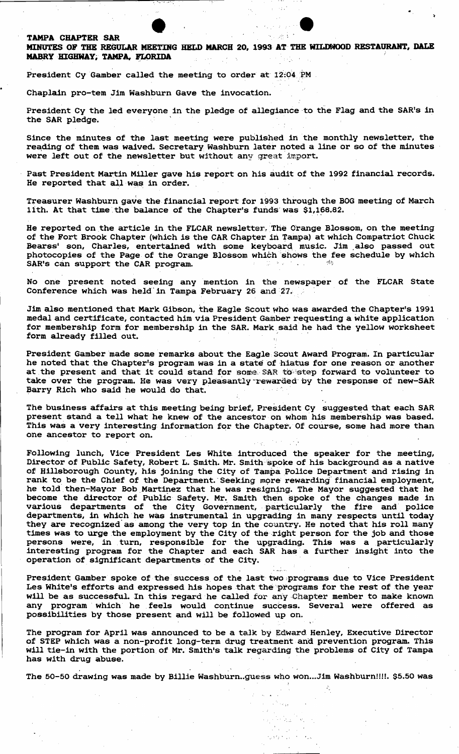**TAMPA CHAPTER SAR**

**MINUTES OF THE REGULAR MEETING HELD MARCH 20, 1993 AT THE WILDWOOD RESTAURANT, DALE MABRY HIGHWAY, TAMPA, FLORIDA**

President Cy Gamber called the meeting to order at 12:04 PM

Chaplain pro-tem Jim Washburn Gave the invocation.

President Cy the led everyone in the pledge of allegiance to the Flag and the SAR's in the SAR pledge.

Since the minutes of the last meeting were published in the monthly newsletter, the reading of them was waived. Secretary Washburn later noted a line or so of the minutes were left out of the newsletter but without any great import.

Past President Martin Miller gave his report on his audit of the 1992 financial records. He reported that all was in order.

Treasurer Washburn gave the financial report for 1993 through the BOG meeting of March 11th. At that time the balance of the Chapter's funds was $1,168.82.

He reported on the article in the FLCAR newsletter, The Orange Blossom, on the meeting of the Fort Brook Chapter (which is the CAR Chapter in Tampa) at which Compatriot Chuck Bearss' son, Charles, entertained with some keyboard music. Jim also passed out photocopies of the Page of the Orange Blossom which shows the fee schedule by which SAR's can support the CAR program.

No one present noted seeing any mention in the newspaper of the FLCAR State Conference which was held in Tampa February 26 and 27.

Jim also mentioned that Mark Gibson, the Eagle Scout who was awarded the Chapter's 1991 medal and certificate, contacted him via President Gamber requesting a white application for membership form for membership in the SAR. Mark said he had the yellow worksheet form already filled out.

President Gamber made some remarks about the Eagle Scout Award Program. In particular he noted that the Chapter's program was in a state of hiatus for one reason or another at the present and that it could stand for some SAR to step forward to volunteer to take over the program. He was very pleasantly rewarded by the response of new-SAR Barry Rich who said he would do that.

The business affairs at this meeting being brief, President Cy suggested that each SAR present stand a tell what he knew of the ancestor on whom his membership was based. This was a very interesting information for the Chapter. Of course, some had more than one ancestor to report on.

Following lunch, Vice President Les White introduced the speaker for the meeting, Director of Public Safety, Robert L. Smith. Mr. Smith spoke of his background as a native of Hillsborough County, his joining the City of Tampa Police Department and rising in rank to be the Chief of the Department. Seeking more rewarding financial employment, he told then-Mayor Bob Martinez that he was resigning. The Mayor suggested that he become the director of Public Safety. Mr. Smith then spoke of the changes made in various departments of the City Government, particularly the fire and police departments, in which he was instrumental in upgrading in many respects until today they are recognized as among the very top in the country. He noted that his roll many times was to urge the employment by the City of the right person for the job and those persons were, in turn, responsible for the upgrading. This was a particularly interesting program for the Chapter and each SAR has a further insight into the operation of significant departments of the City.

President Gamber spoke of the success of the last two programs due to Vice President Les White's efforts and expressed his hopes that the programs for the rest of the year will be as successful. In this regard he called for any Chapter member to make known any program which he feels would continue success. Several were offered as possibilities by those present and will be followed up on.

The program for April was announced to be a talk by Edward Henley, Executive Director of STEP which was a non-profit long-term drug treatment and prevention program. This will tie-in with the portion of Mr. Smith's talk regarding the problems of City of Tampa has with drug abuse.

The 50-50 drawing was made by Billie Washburn..guess who won...Jim Washburn!!!!. $5.50 was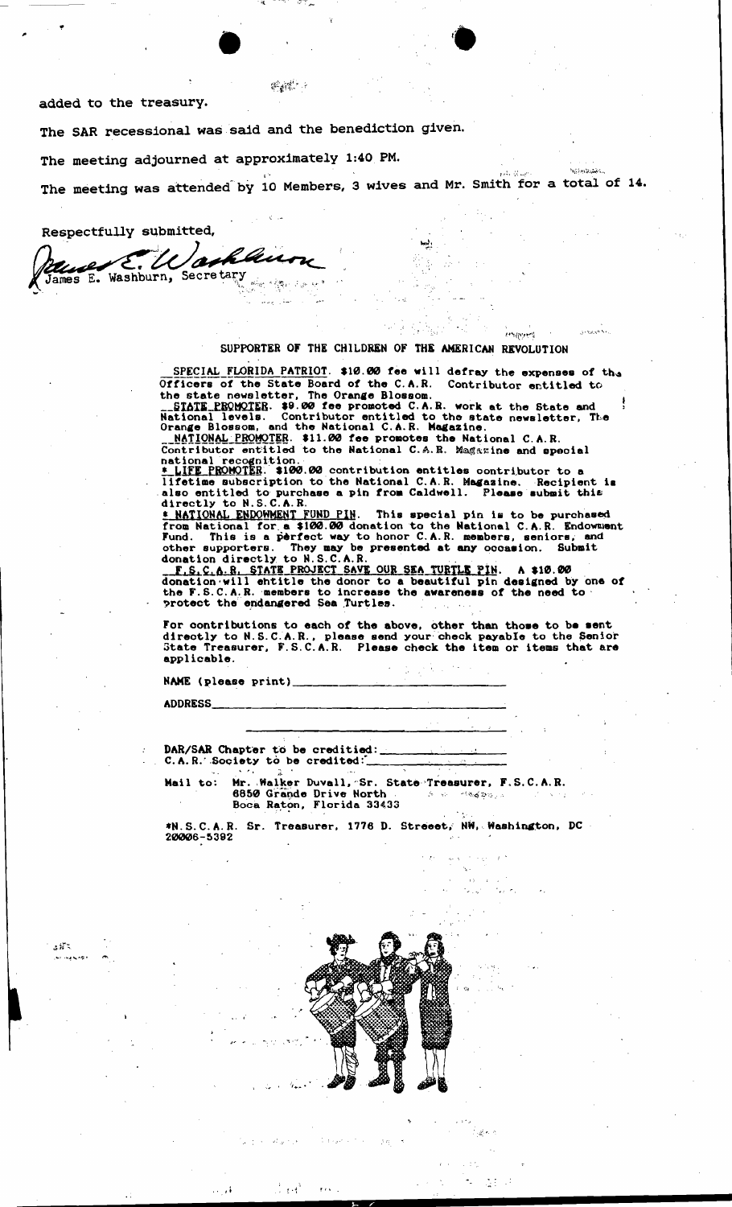added to the treasury.

The SAR recessional was said and the benediction given.

The meeting adjourned at approximately 1:40 PM.

The meeting was attended by 10 Members, 3 wives and Mr. Smith for a total of 14.

Respectfully submitted,

James E. Washburn, Secretary

## SUPPORTER OF THE CHILDREN OF THE AMERICAN REVOLUTION

__SPECIAL FLORIDA PATRIOT. $10.00 fee will defray the expenses of the Officers of the State Board of the C.A.R. Contributor entitled to the state newsletter, The Orange Blossom.

__STATE PROMOTER. $9.00 fee promoted C.A.R. work at the State and National levels. Contributor entitled to the state newsletter, The Orange Blossom, and the National C.A.R. Magazine.

__NATIONAL PROMOTER. $11.00 fee promotes the National C.A.R. Contributor entitled to the National C.A.R. Magazine and special national recognition.

*LIFE PROMOTER. $100.00 contribution entitles contributor to a lifetime subscription to the National C.A.R. Magazine. Recipient is also entitled to purchase a pin from Caldwell. Please submit this directly to N.S.C.A.R.

*NATIONAL ENDOWMENT FUND PIN. This special pin is to be purchased from National for a $100.00 donation to the National C.A.R. Endowment Fund. This is a perfect way to honor C.A.R. members, seniors, and other supporters. They may be presented at any occasion. Submit donation directly to N.S.C.A.R.

__F.S.C.A.R. STATE PROJECT SAVE OUR SEA TURTLE PIN. A $10.00 donation will entitle the donor to a beautiful pin designed by one of the F.S.C.A.R. members to increase the awareness of the need to protect the endangered Sea Turtles.

For contributions to each of the above, other than those to be sent directly to N.S.C.A.R., please send your check payable to the Senior State Treasurer, F.S.C.A.R. Please check the item or items that are applicable.

NAME (please print)\_\_\_\_\_\_\_\_\_\_\_\_\_\_\_\_\_\_\_\_\_\_\_\_\_\_\_\_\_\_

ADDRESS\_\_\_\_\_\_\_\_\_\_\_\_\_\_\_\_\_\_\_\_\_\_\_\_\_\_\_\_\_\_\_\_\_\_\_\_\_\_

DAR/SAR Chapter to be creditied:\_\_\_\_\_\_\_\_\_\_\_\_\_\_\_\_\_\_

C.A.R. Society to be credited:\_\_\_\_\_\_\_\_\_\_\_\_\_\_\_\_\_\_\_\_

Mail to: Mr. Walker Duvall, Sr. State Treasurer, F.S.C.A.R.
6850 Grande Drive North
Boca Raton, Florida 33433

*N.S.C.A.R. Sr. Treasurer, 1776 D. Streeet, NW, Washington, DC 20006-5392